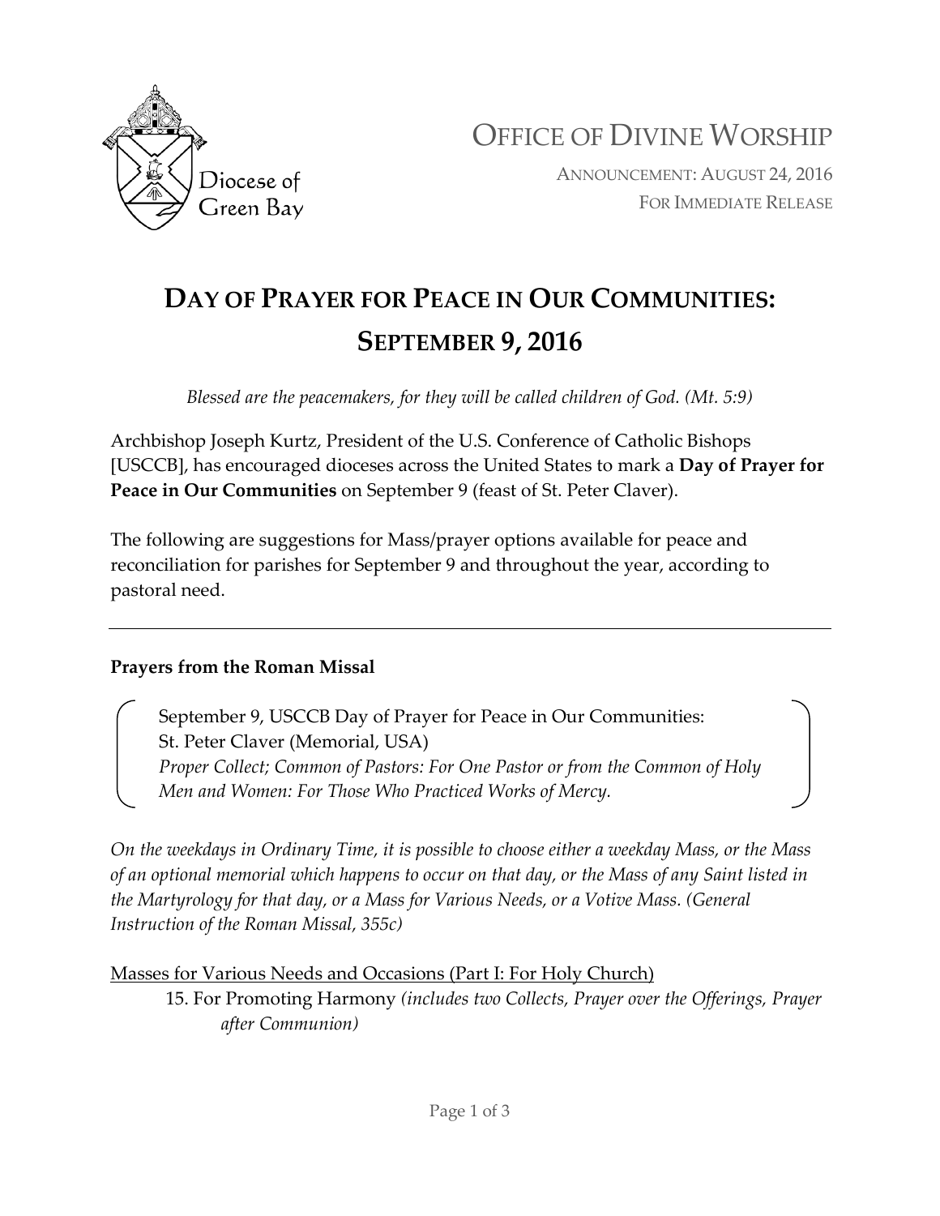Diocese of Green Bay

# OFFICE OF DIVINE WORSHIP

ANNOUNCEMENT: AUGUST 24, 2016
FOR IMMEDIATE RELEASE

## DAY OF PRAYER FOR PEACE IN OUR COMMUNITIES: SEPTEMBER 9, 2016

*Blessed are the peacemakers, for they will be called children of God. (Mt. 5:9)*

Archbishop Joseph Kurtz, President of the U.S. Conference of Catholic Bishops [USCCB], has encouraged dioceses across the United States to mark a **Day of Prayer for Peace in Our Communities** on September 9 (feast of St. Peter Claver).

The following are suggestions for Mass/prayer options available for peace and reconciliation for parishes for September 9 and throughout the year, according to pastoral need.

---

**Prayers from the Roman Missal**

> September 9, USCCB Day of Prayer for Peace in Our Communities:
> St. Peter Claver (Memorial, USA)
> *Proper Collect; Common of Pastors: For One Pastor or from the Common of Holy Men and Women: For Those Who Practiced Works of Mercy.*

*On the weekdays in Ordinary Time, it is possible to choose either a weekday Mass, or the Mass of an optional memorial which happens to occur on that day, or the Mass of any Saint listed in the Martyrology for that day, or a Mass for Various Needs, or a Votive Mass. (General Instruction of the Roman Missal, 355c)*

<u>Masses for Various Needs and Occasions (Part I: For Holy Church)</u>

15. For Promoting Harmony *(includes two Collects, Prayer over the Offerings, Prayer after Communion)*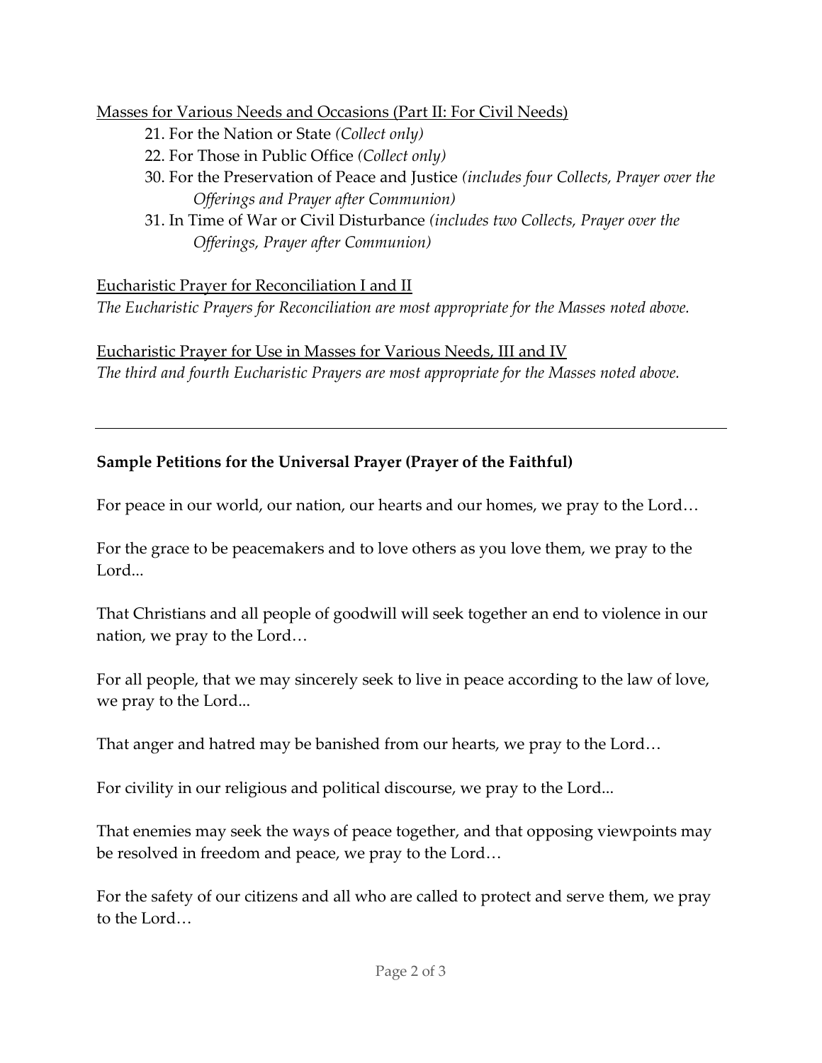Masses for Various Needs and Occasions (Part II: For Civil Needs)

21. For the Nation or State *(Collect only)*
22. For Those in Public Office *(Collect only)*
30. For the Preservation of Peace and Justice *(includes four Collects, Prayer over the Offerings and Prayer after Communion)*
31. In Time of War or Civil Disturbance *(includes two Collects, Prayer over the Offerings, Prayer after Communion)*

Eucharistic Prayer for Reconciliation I and II

*The Eucharistic Prayers for Reconciliation are most appropriate for the Masses noted above.*

Eucharistic Prayer for Use in Masses for Various Needs, III and IV

*The third and fourth Eucharistic Prayers are most appropriate for the Masses noted above.*

---

**Sample Petitions for the Universal Prayer (Prayer of the Faithful)**

For peace in our world, our nation, our hearts and our homes, we pray to the Lord…

For the grace to be peacemakers and to love others as you love them, we pray to the Lord...

That Christians and all people of goodwill will seek together an end to violence in our nation, we pray to the Lord…

For all people, that we may sincerely seek to live in peace according to the law of love, we pray to the Lord...

That anger and hatred may be banished from our hearts, we pray to the Lord…

For civility in our religious and political discourse, we pray to the Lord...

That enemies may seek the ways of peace together, and that opposing viewpoints may be resolved in freedom and peace, we pray to the Lord…

For the safety of our citizens and all who are called to protect and serve them, we pray to the Lord…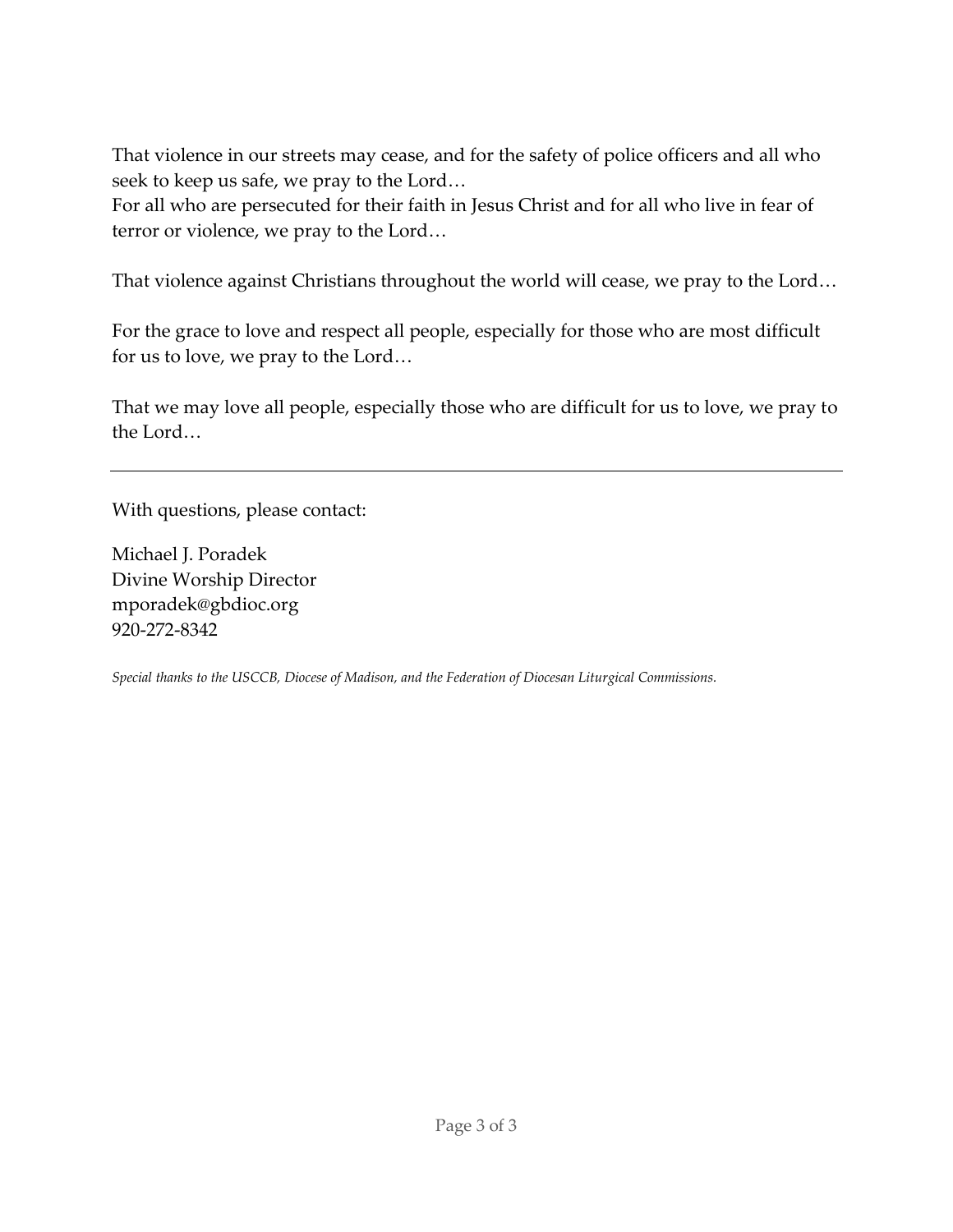That violence in our streets may cease, and for the safety of police officers and all who seek to keep us safe, we pray to the Lord…
For all who are persecuted for their faith in Jesus Christ and for all who live in fear of terror or violence, we pray to the Lord…

That violence against Christians throughout the world will cease, we pray to the Lord…

For the grace to love and respect all people, especially for those who are most difficult for us to love, we pray to the Lord…

That we may love all people, especially those who are difficult for us to love, we pray to the Lord…

---

With questions, please contact:

Michael J. Poradek
Divine Worship Director
mporadek@gbdioc.org
920-272-8342

*Special thanks to the USCCB, Diocese of Madison, and the Federation of Diocesan Liturgical Commissions.*